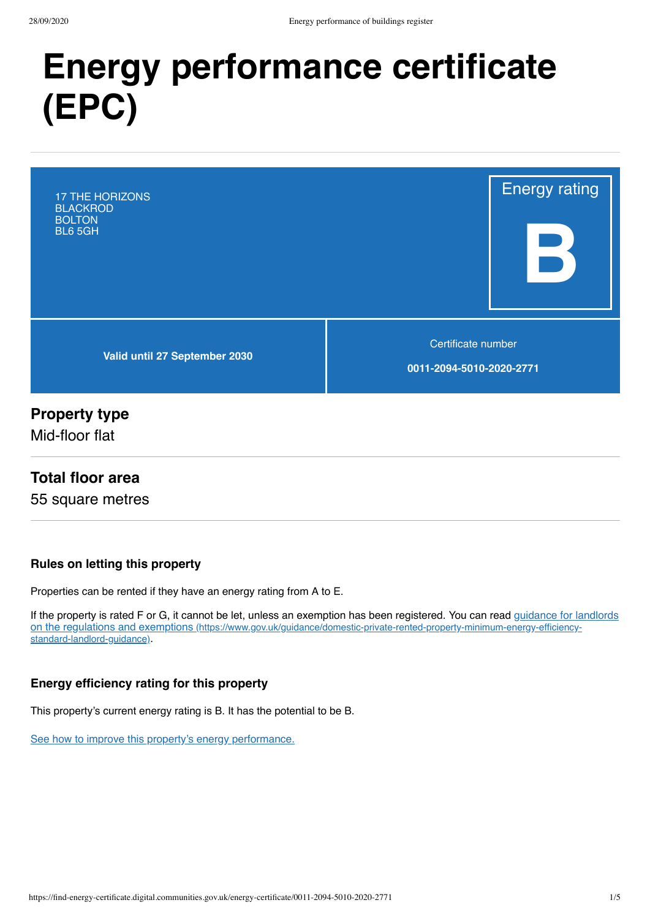# Energy performance certificate (EPC)

17 THE HORIZONS
BLACKROD
BOLTON
BL6 5GH

Energy rating

**B**

**Valid until 27 September 2030**

Certificate number

**0011-2094-5010-2020-2771**

## Property type

Mid-floor flat

## Total floor area

55 square metres

### Rules on letting this property

Properties can be rented if they have an energy rating from A to E.

If the property is rated F or G, it cannot be let, unless an exemption has been registered. You can read guidance for landlords on the regulations and exemptions (https://www.gov.uk/guidance/domestic-private-rented-property-minimum-energy-efficiency-standard-landlord-guidance).

### Energy efficiency rating for this property

This property's current energy rating is B. It has the potential to be B.

See how to improve this property's energy performance.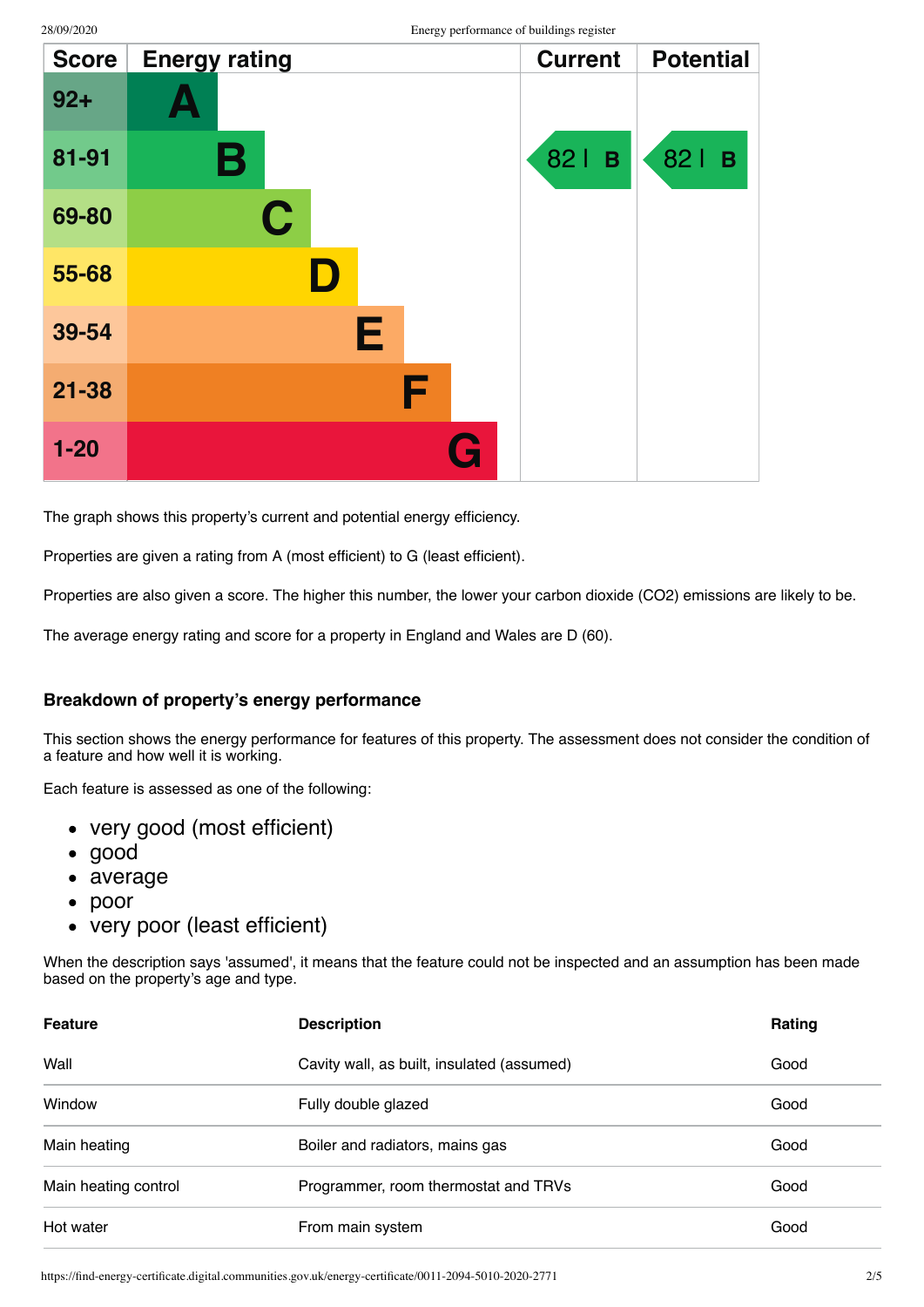| Score | Energy rating | Current | Potential |
|---|---|---|---|
| 92+ | A | | |
| 81-91 | B | 82 \| B | 82 \| B |
| 69-80 | C | | |
| 55-68 | D | | |
| 39-54 | E | | |
| 21-38 | F | | |
| 1-20 | G | | |

The graph shows this property's current and potential energy efficiency.

Properties are given a rating from A (most efficient) to G (least efficient).

Properties are also given a score. The higher this number, the lower your carbon dioxide ($CO_2$) emissions are likely to be.

The average energy rating and score for a property in England and Wales are D (60).

### Breakdown of property's energy performance

This section shows the energy performance for features of this property. The assessment does not consider the condition of a feature and how well it is working.

Each feature is assessed as one of the following:

- very good (most efficient)
- good
- average
- poor
- very poor (least efficient)

When the description says 'assumed', it means that the feature could not be inspected and an assumption has been made based on the property's age and type.

| Feature | Description | Rating |
|---|---|---|
| Wall | Cavity wall, as built, insulated (assumed) | Good |
| Window | Fully double glazed | Good |
| Main heating | Boiler and radiators, mains gas | Good |
| Main heating control | Programmer, room thermostat and TRVs | Good |
| Hot water | From main system | Good |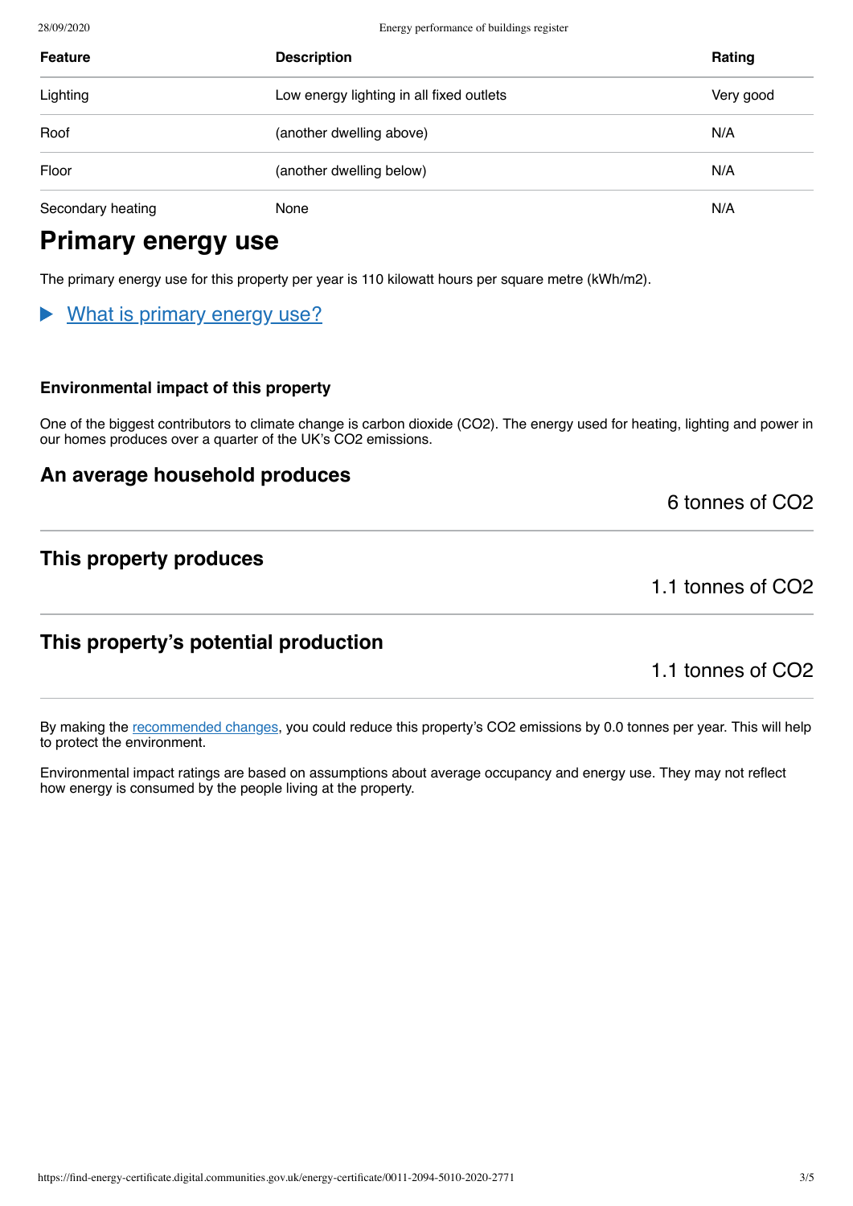| Feature | Description | Rating |
| --- | --- | --- |
| Lighting | Low energy lighting in all fixed outlets | Very good |
| Roof | (another dwelling above) | N/A |
| Floor | (another dwelling below) | N/A |
| Secondary heating | None | N/A |

# Primary energy use

The primary energy use for this property per year is 110 kilowatt hours per square metre (kWh/m2).

▶ What is primary energy use?

### Environmental impact of this property

One of the biggest contributors to climate change is carbon dioxide ($CO_2$). The energy used for heating, lighting and power in our homes produces over a quarter of the UK's $CO_2$ emissions.

## An average household produces

6 tonnes of $CO_2$

## This property produces

1.1 tonnes of $CO_2$

## This property's potential production

1.1 tonnes of $CO_2$

By making the recommended changes, you could reduce this property's $CO_2$ emissions by 0.0 tonnes per year. This will help to protect the environment.

Environmental impact ratings are based on assumptions about average occupancy and energy use. They may not reflect how energy is consumed by the people living at the property.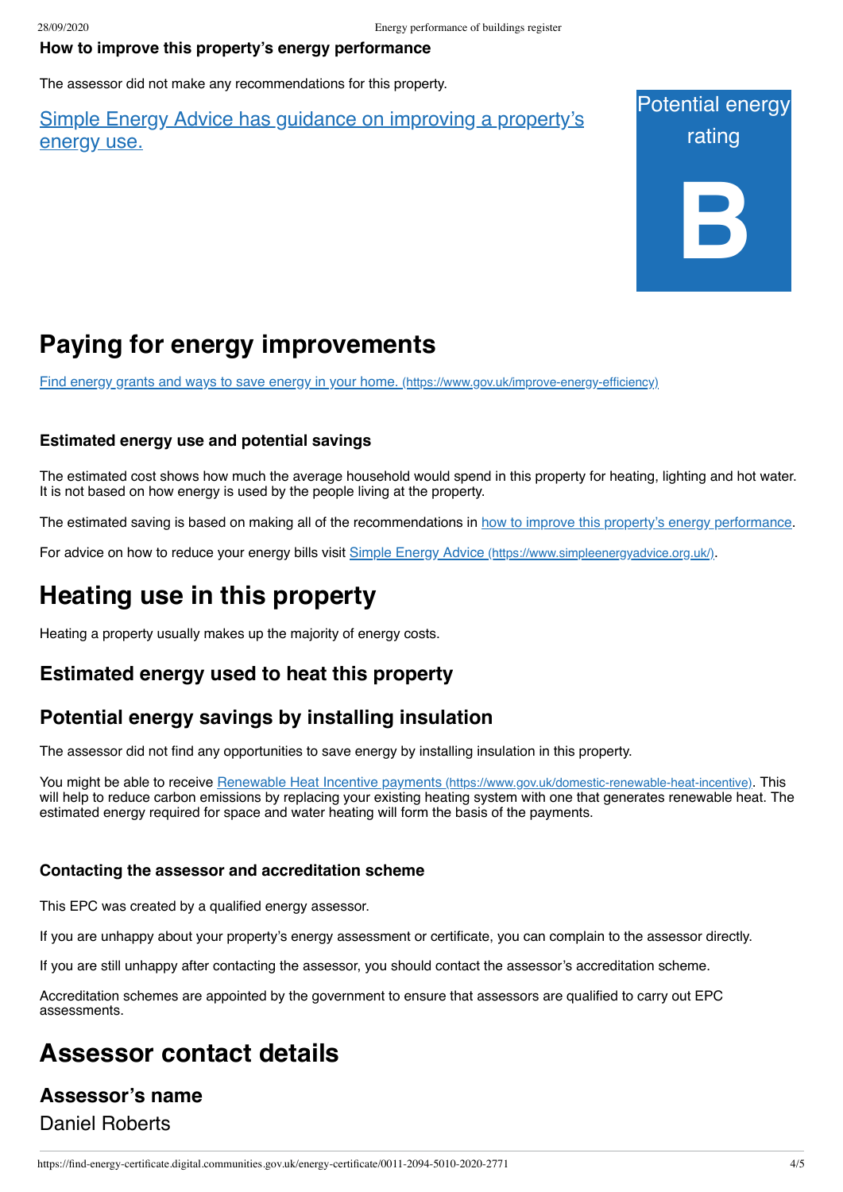### How to improve this property's energy performance

The assessor did not make any recommendations for this property.

[Simple Energy Advice has guidance on improving a property's energy use.]

Potential energy rating

**B**

# Paying for energy improvements

[Find energy grants and ways to save energy in your home. (https://www.gov.uk/improve-energy-efficiency)]

### Estimated energy use and potential savings

The estimated cost shows how much the average household would spend in this property for heating, lighting and hot water. It is not based on how energy is used by the people living at the property.

The estimated saving is based on making all of the recommendations in [how to improve this property's energy performance].

For advice on how to reduce your energy bills visit [Simple Energy Advice (https://www.simpleenergyadvice.org.uk/)].

# Heating use in this property

Heating a property usually makes up the majority of energy costs.

## Estimated energy used to heat this property

## Potential energy savings by installing insulation

The assessor did not find any opportunities to save energy by installing insulation in this property.

You might be able to receive [Renewable Heat Incentive payments (https://www.gov.uk/domestic-renewable-heat-incentive)]. This will help to reduce carbon emissions by replacing your existing heating system with one that generates renewable heat. The estimated energy required for space and water heating will form the basis of the payments.

### Contacting the assessor and accreditation scheme

This EPC was created by a qualified energy assessor.

If you are unhappy about your property's energy assessment or certificate, you can complain to the assessor directly.

If you are still unhappy after contacting the assessor, you should contact the assessor's accreditation scheme.

Accreditation schemes are appointed by the government to ensure that assessors are qualified to carry out EPC assessments.

# Assessor contact details

## Assessor's name

Daniel Roberts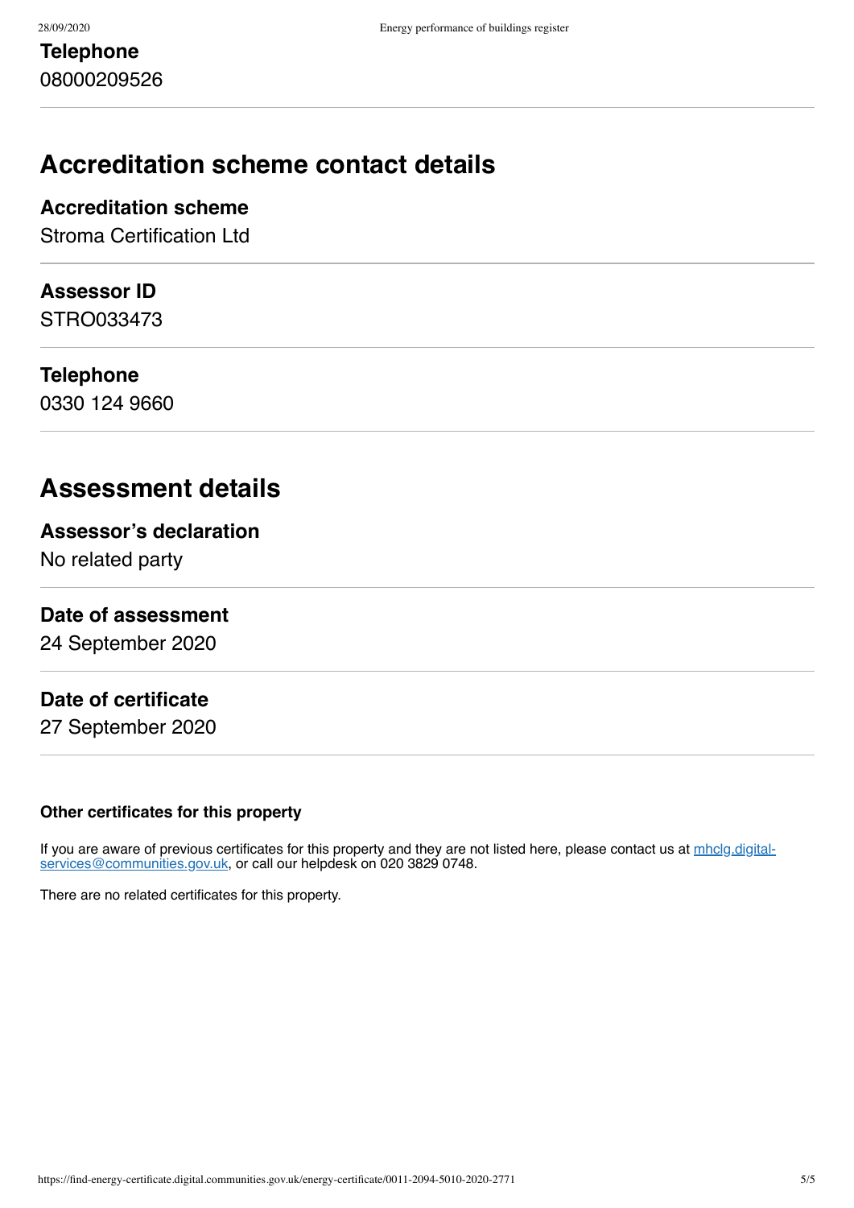### Telephone

08000209526

## Accreditation scheme contact details

### Accreditation scheme

Stroma Certification Ltd

### Assessor ID

STRO033473

### Telephone

0330 124 9660

## Assessment details

### Assessor's declaration

No related party

### Date of assessment

24 September 2020

### Date of certificate

27 September 2020

#### Other certificates for this property

If you are aware of previous certificates for this property and they are not listed here, please contact us at [mhclg.digital-services@communities.gov.uk](mailto:mhclg.digital-services@communities.gov.uk), or call our helpdesk on 020 3829 0748.

There are no related certificates for this property.